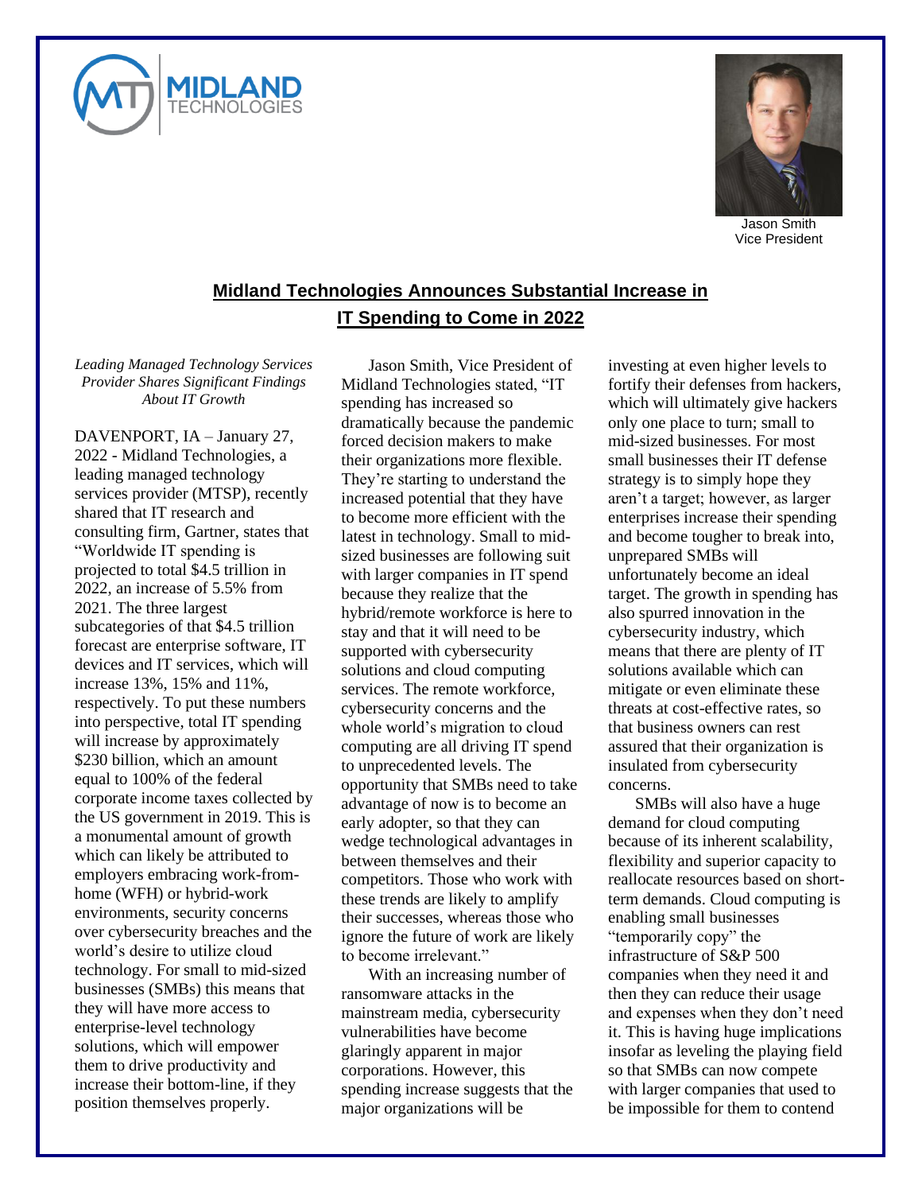Jason Smith
Vice President

## Midland Technologies Announces Substantial Increase in IT Spending to Come in 2022

*Leading Managed Technology Services Provider Shares Significant Findings About IT Growth*

DAVENPORT, IA – January 27, 2022 - Midland Technologies, a leading managed technology services provider (MTSP), recently shared that IT research and consulting firm, Gartner, states that "Worldwide IT spending is projected to total $4.5 trillion in 2022, an increase of 5.5% from 2021. The three largest subcategories of that $4.5 trillion forecast are enterprise software, IT devices and IT services, which will increase 13%, 15% and 11%, respectively. To put these numbers into perspective, total IT spending will increase by approximately $230 billion, which an amount equal to 100% of the federal corporate income taxes collected by the US government in 2019. This is a monumental amount of growth which can likely be attributed to employers embracing work-from-home (WFH) or hybrid-work environments, security concerns over cybersecurity breaches and the world's desire to utilize cloud technology. For small to mid-sized businesses (SMBs) this means that they will have more access to enterprise-level technology solutions, which will empower them to drive productivity and increase their bottom-line, if they position themselves properly.

Jason Smith, Vice President of Midland Technologies stated, "IT spending has increased so dramatically because the pandemic forced decision makers to make their organizations more flexible. They're starting to understand the increased potential that they have to become more efficient with the latest in technology. Small to mid-sized businesses are following suit with larger companies in IT spend because they realize that the hybrid/remote workforce is here to stay and that it will need to be supported with cybersecurity solutions and cloud computing services. The remote workforce, cybersecurity concerns and the whole world's migration to cloud computing are all driving IT spend to unprecedented levels. The opportunity that SMBs need to take advantage of now is to become an early adopter, so that they can wedge technological advantages in between themselves and their competitors. Those who work with these trends are likely to amplify their successes, whereas those who ignore the future of work are likely to become irrelevant."

With an increasing number of ransomware attacks in the mainstream media, cybersecurity vulnerabilities have become glaringly apparent in major corporations. However, this spending increase suggests that the major organizations will be investing at even higher levels to fortify their defenses from hackers, which will ultimately give hackers only one place to turn; small to mid-sized businesses. For most small businesses their IT defense strategy is to simply hope they aren't a target; however, as larger enterprises increase their spending and become tougher to break into, unprepared SMBs will unfortunately become an ideal target. The growth in spending has also spurred innovation in the cybersecurity industry, which means that there are plenty of IT solutions available which can mitigate or even eliminate these threats at cost-effective rates, so that business owners can rest assured that their organization is insulated from cybersecurity concerns.

SMBs will also have a huge demand for cloud computing because of its inherent scalability, flexibility and superior capacity to reallocate resources based on short-term demands. Cloud computing is enabling small businesses "temporarily copy" the infrastructure of S&P 500 companies when they need it and then they can reduce their usage and expenses when they don't need it. This is having huge implications insofar as leveling the playing field so that SMBs can now compete with larger companies that used to be impossible for them to contend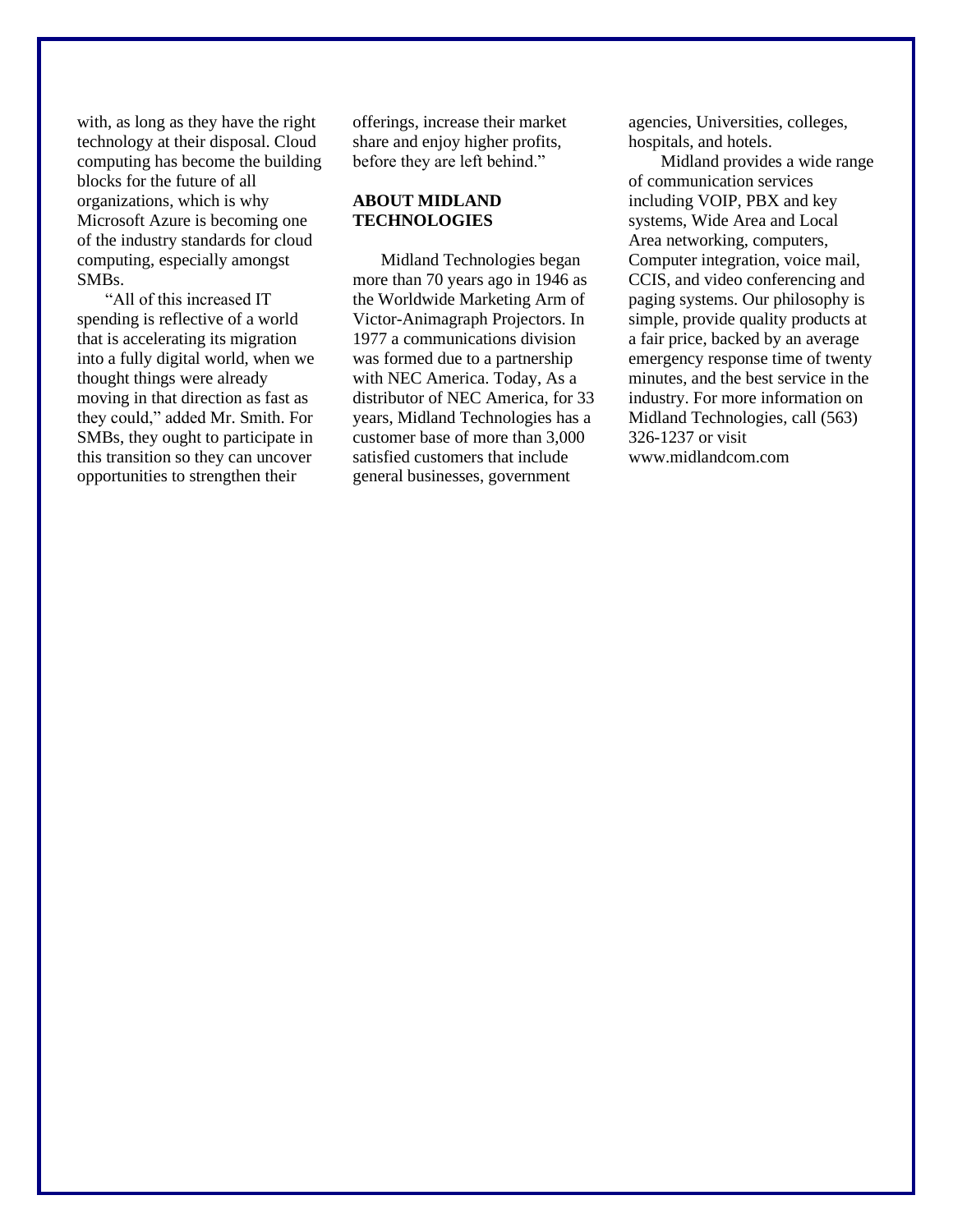with, as long as they have the right technology at their disposal. Cloud computing has become the building blocks for the future of all organizations, which is why Microsoft Azure is becoming one of the industry standards for cloud computing, especially amongst SMBs.

"All of this increased IT spending is reflective of a world that is accelerating its migration into a fully digital world, when we thought things were already moving in that direction as fast as they could," added Mr. Smith. For SMBs, they ought to participate in this transition so they can uncover opportunities to strengthen their offerings, increase their market share and enjoy higher profits, before they are left behind."

**ABOUT MIDLAND TECHNOLOGIES**

Midland Technologies began more than 70 years ago in 1946 as the Worldwide Marketing Arm of Victor-Animagraph Projectors. In 1977 a communications division was formed due to a partnership with NEC America. Today, As a distributor of NEC America, for 33 years, Midland Technologies has a customer base of more than 3,000 satisfied customers that include general businesses, government agencies, Universities, colleges, hospitals, and hotels.

Midland provides a wide range of communication services including VOIP, PBX and key systems, Wide Area and Local Area networking, computers, Computer integration, voice mail, CCIS, and video conferencing and paging systems. Our philosophy is simple, provide quality products at a fair price, backed by an average emergency response time of twenty minutes, and the best service in the industry. For more information on Midland Technologies, call (563) 326-1237 or visit www.midlandcom.com